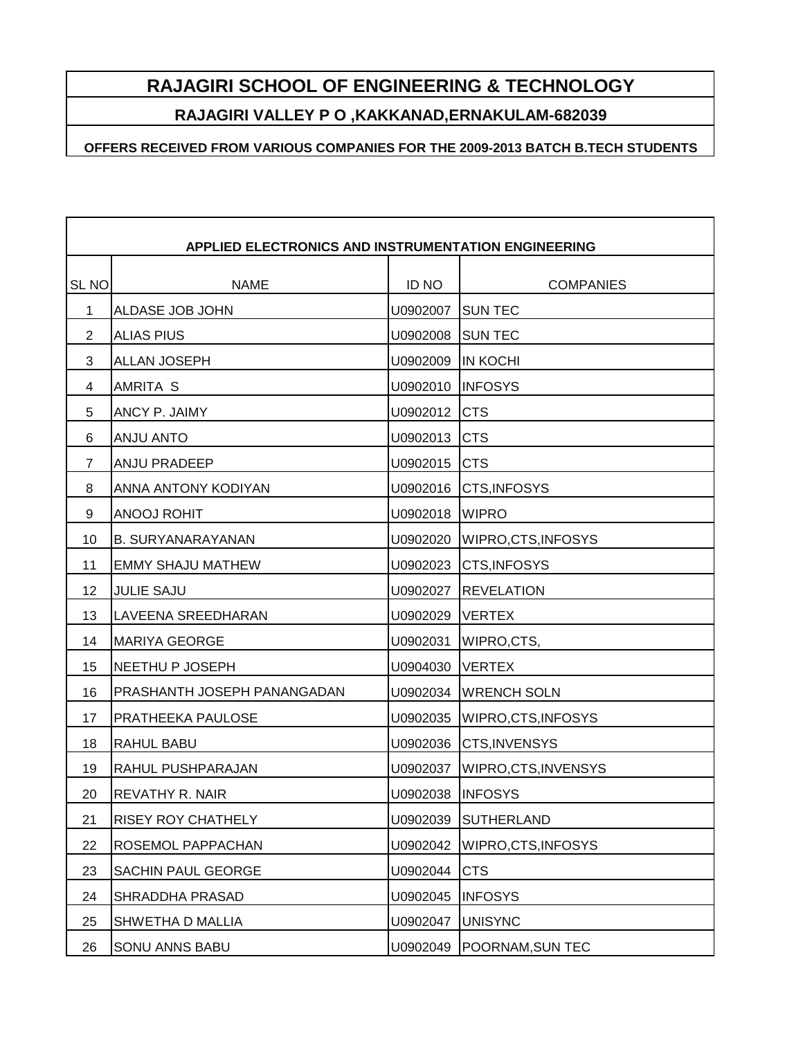# RAJAGIRI SCHOOL OF ENGINEERING & TECHNOLOGY

## RAJAGIRI VALLEY P O ,KAKKANAD,ERNAKULAM-682039

### OFFERS RECEIVED FROM VARIOUS COMPANIES FOR THE 2009-2013 BATCH B.TECH STUDENTS

**APPLIED ELECTRONICS AND INSTRUMENTATION ENGINEERING**

| SL NO | NAME | ID NO | COMPANIES |
|---|---|---|---|
| 1 | ALDASE JOB JOHN | U0902007 | SUN TEC |
| 2 | ALIAS PIUS | U0902008 | SUN TEC |
| 3 | ALLAN JOSEPH | U0902009 | IN KOCHI |
| 4 | AMRITA S | U0902010 | INFOSYS |
| 5 | ANCY P. JAIMY | U0902012 | CTS |
| 6 | ANJU ANTO | U0902013 | CTS |
| 7 | ANJU PRADEEP | U0902015 | CTS |
| 8 | ANNA ANTONY KODIYAN | U0902016 | CTS,INFOSYS |
| 9 | ANOOJ ROHIT | U0902018 | WIPRO |
| 10 | B. SURYANARAYANAN | U0902020 | WIPRO,CTS,INFOSYS |
| 11 | EMMY SHAJU MATHEW | U0902023 | CTS,INFOSYS |
| 12 | JULIE SAJU | U0902027 | REVELATION |
| 13 | LAVEENA SREEDHARAN | U0902029 | VERTEX |
| 14 | MARIYA GEORGE | U0902031 | WIPRO,CTS, |
| 15 | NEETHU P JOSEPH | U0904030 | VERTEX |
| 16 | PRASHANTH JOSEPH PANANGADAN | U0902034 | WRENCH SOLN |
| 17 | PRATHEEKA PAULOSE | U0902035 | WIPRO,CTS,INFOSYS |
| 18 | RAHUL BABU | U0902036 | CTS,INVENSYS |
| 19 | RAHUL PUSHPARAJAN | U0902037 | WIPRO,CTS,INVENSYS |
| 20 | REVATHY R. NAIR | U0902038 | INFOSYS |
| 21 | RISEY ROY CHATHELY | U0902039 | SUTHERLAND |
| 22 | ROSEMOL PAPPACHAN | U0902042 | WIPRO,CTS,INFOSYS |
| 23 | SACHIN PAUL GEORGE | U0902044 | CTS |
| 24 | SHRADDHA PRASAD | U0902045 | INFOSYS |
| 25 | SHWETHA D MALLIA | U0902047 | UNISYNC |
| 26 | SONU ANNS BABU | U0902049 | POORNAM,SUN TEC |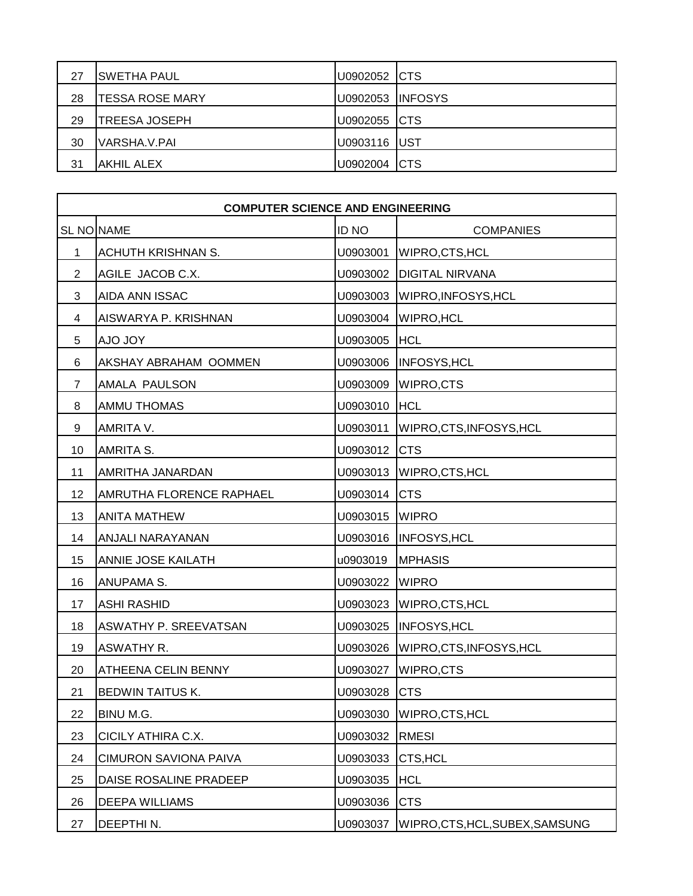| 27 | SWETHA PAUL | U0902052 | CTS |
|---|---|---|---|
| 28 | TESSA ROSE MARY | U0902053 | INFOSYS |
| 29 | TREESA JOSEPH | U0902055 | CTS |
| 30 | VARSHA.V.PAI | U0903116 | UST |
| 31 | AKHIL ALEX | U0902004 | CTS |

**COMPUTER SCIENCE AND ENGINEERING**

| SL NO | NAME | ID NO | COMPANIES |
|---|---|---|---|
| 1 | ACHUTH KRISHNAN S. | U0903001 | WIPRO,CTS,HCL |
| 2 | AGILE JACOB C.X. | U0903002 | DIGITAL NIRVANA |
| 3 | AIDA ANN ISSAC | U0903003 | WIPRO,INFOSYS,HCL |
| 4 | AISWARYA P. KRISHNAN | U0903004 | WIPRO,HCL |
| 5 | AJO JOY | U0903005 | HCL |
| 6 | AKSHAY ABRAHAM OOMMEN | U0903006 | INFOSYS,HCL |
| 7 | AMALA PAULSON | U0903009 | WIPRO,CTS |
| 8 | AMMU THOMAS | U0903010 | HCL |
| 9 | AMRITA V. | U0903011 | WIPRO,CTS,INFOSYS,HCL |
| 10 | AMRITA S. | U0903012 | CTS |
| 11 | AMRITHA JANARDAN | U0903013 | WIPRO,CTS,HCL |
| 12 | AMRUTHA FLORENCE RAPHAEL | U0903014 | CTS |
| 13 | ANITA MATHEW | U0903015 | WIPRO |
| 14 | ANJALI NARAYANAN | U0903016 | INFOSYS,HCL |
| 15 | ANNIE JOSE KAILATH | u0903019 | MPHASIS |
| 16 | ANUPAMA S. | U0903022 | WIPRO |
| 17 | ASHI RASHID | U0903023 | WIPRO,CTS,HCL |
| 18 | ASWATHY P. SREEVATSAN | U0903025 | INFOSYS,HCL |
| 19 | ASWATHY R. | U0903026 | WIPRO,CTS,INFOSYS,HCL |
| 20 | ATHEENA CELIN BENNY | U0903027 | WIPRO,CTS |
| 21 | BEDWIN TAITUS K. | U0903028 | CTS |
| 22 | BINU M.G. | U0903030 | WIPRO,CTS,HCL |
| 23 | CICILY ATHIRA C.X. | U0903032 | RMESI |
| 24 | CIMURON SAVIONA PAIVA | U0903033 | CTS,HCL |
| 25 | DAISE ROSALINE PRADEEP | U0903035 | HCL |
| 26 | DEEPA WILLIAMS | U0903036 | CTS |
| 27 | DEEPTHI N. | U0903037 | WIPRO,CTS,HCL,SUBEX,SAMSUNG |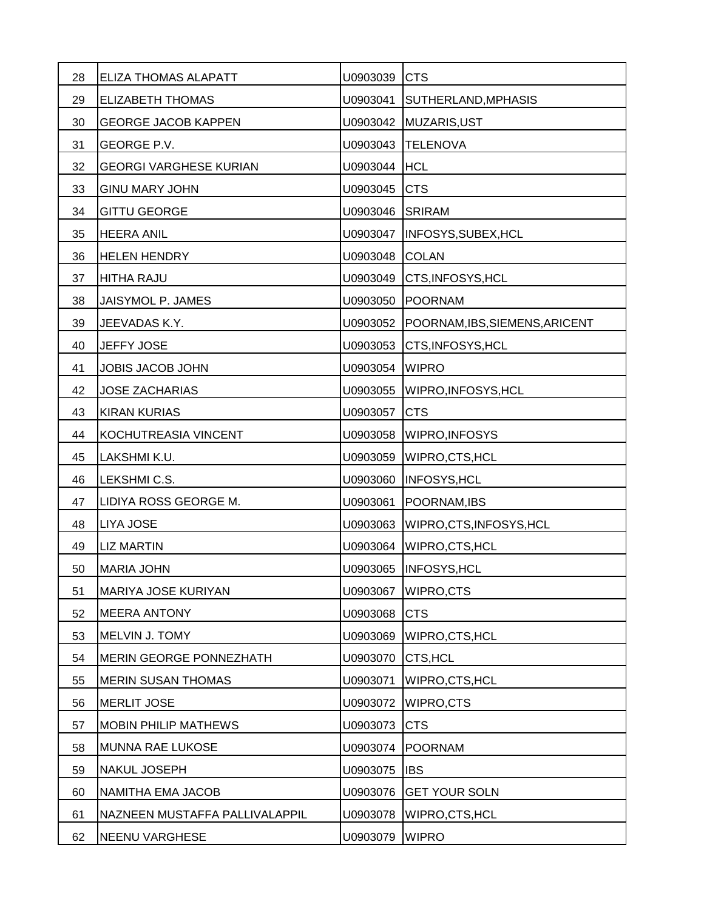| 28 | ELIZA THOMAS ALAPATT | U0903039 | CTS |
|---|---|---|---|
| 29 | ELIZABETH THOMAS | U0903041 | SUTHERLAND,MPHASIS |
| 30 | GEORGE JACOB KAPPEN | U0903042 | MUZARIS,UST |
| 31 | GEORGE P.V. | U0903043 | TELENOVA |
| 32 | GEORGI VARGHESE KURIAN | U0903044 | HCL |
| 33 | GINU MARY JOHN | U0903045 | CTS |
| 34 | GITTU GEORGE | U0903046 | SRIRAM |
| 35 | HEERA ANIL | U0903047 | INFOSYS,SUBEX,HCL |
| 36 | HELEN HENDRY | U0903048 | COLAN |
| 37 | HITHA RAJU | U0903049 | CTS,INFOSYS,HCL |
| 38 | JAISYMOL P. JAMES | U0903050 | POORNAM |
| 39 | JEEVADAS K.Y. | U0903052 | POORNAM,IBS,SIEMENS,ARICENT |
| 40 | JEFFY JOSE | U0903053 | CTS,INFOSYS,HCL |
| 41 | JOBIS JACOB JOHN | U0903054 | WIPRO |
| 42 | JOSE ZACHARIAS | U0903055 | WIPRO,INFOSYS,HCL |
| 43 | KIRAN KURIAS | U0903057 | CTS |
| 44 | KOCHUTREASIA VINCENT | U0903058 | WIPRO,INFOSYS |
| 45 | LAKSHMI K.U. | U0903059 | WIPRO,CTS,HCL |
| 46 | LEKSHMI C.S. | U0903060 | INFOSYS,HCL |
| 47 | LIDIYA ROSS GEORGE M. | U0903061 | POORNAM,IBS |
| 48 | LIYA JOSE | U0903063 | WIPRO,CTS,INFOSYS,HCL |
| 49 | LIZ MARTIN | U0903064 | WIPRO,CTS,HCL |
| 50 | MARIA JOHN | U0903065 | INFOSYS,HCL |
| 51 | MARIYA JOSE KURIYAN | U0903067 | WIPRO,CTS |
| 52 | MEERA ANTONY | U0903068 | CTS |
| 53 | MELVIN J. TOMY | U0903069 | WIPRO,CTS,HCL |
| 54 | MERIN GEORGE PONNEZHATH | U0903070 | CTS,HCL |
| 55 | MERIN SUSAN THOMAS | U0903071 | WIPRO,CTS,HCL |
| 56 | MERLIT JOSE | U0903072 | WIPRO,CTS |
| 57 | MOBIN PHILIP MATHEWS | U0903073 | CTS |
| 58 | MUNNA RAE LUKOSE | U0903074 | POORNAM |
| 59 | NAKUL JOSEPH | U0903075 | IBS |
| 60 | NAMITHA EMA JACOB | U0903076 | GET YOUR SOLN |
| 61 | NAZNEEN MUSTAFFA PALLIVALAPPIL | U0903078 | WIPRO,CTS,HCL |
| 62 | NEENU VARGHESE | U0903079 | WIPRO |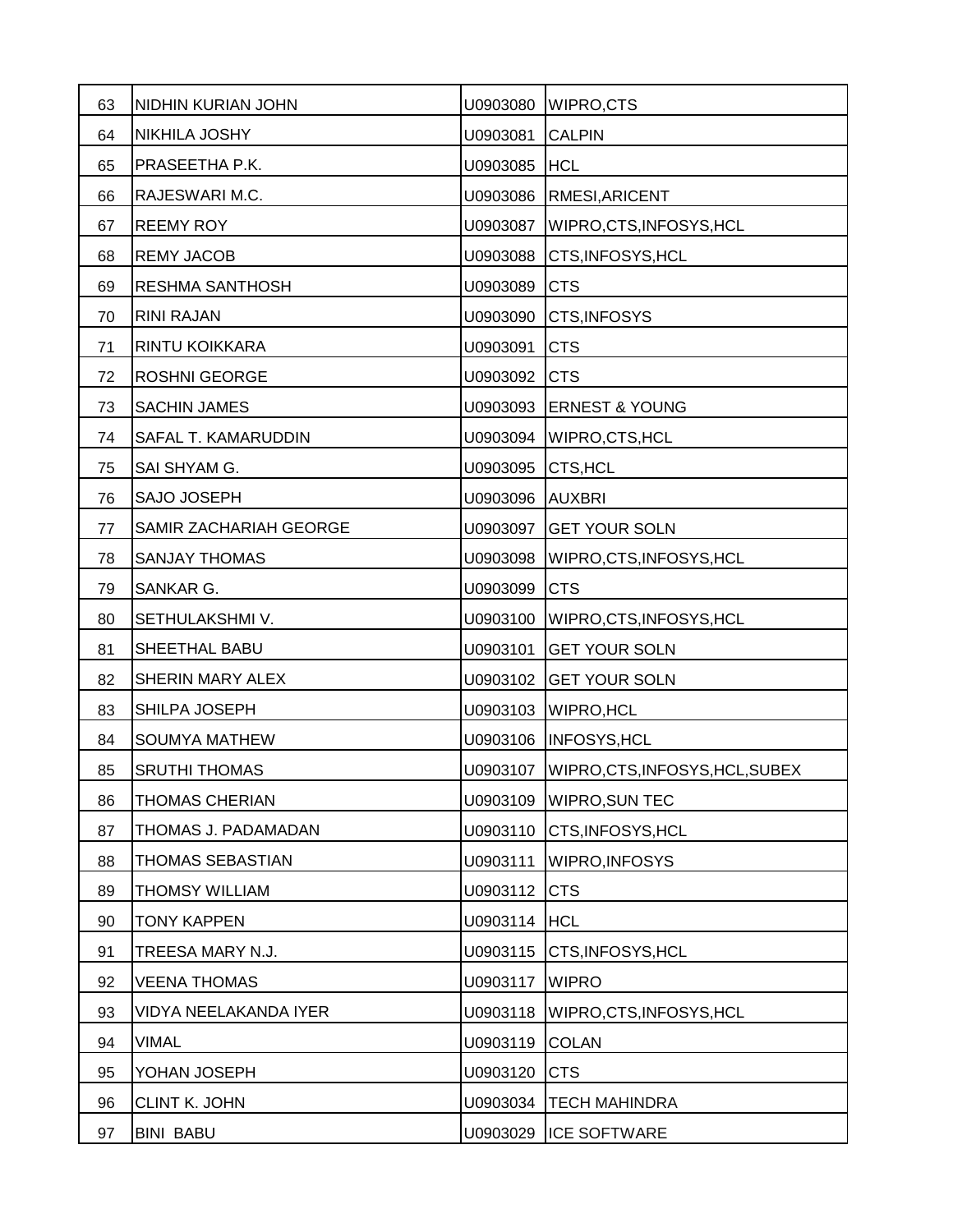| 63 | NIDHIN KURIAN JOHN | U0903080 | WIPRO,CTS |
|---|---|---|---|
| 64 | NIKHILA JOSHY | U0903081 | CALPIN |
| 65 | PRASEETHA P.K. | U0903085 | HCL |
| 66 | RAJESWARI M.C. | U0903086 | RMESI,ARICENT |
| 67 | REEMY ROY | U0903087 | WIPRO,CTS,INFOSYS,HCL |
| 68 | REMY JACOB | U0903088 | CTS,INFOSYS,HCL |
| 69 | RESHMA SANTHOSH | U0903089 | CTS |
| 70 | RINI RAJAN | U0903090 | CTS,INFOSYS |
| 71 | RINTU KOIKKARA | U0903091 | CTS |
| 72 | ROSHNI GEORGE | U0903092 | CTS |
| 73 | SACHIN JAMES | U0903093 | ERNEST & YOUNG |
| 74 | SAFAL T. KAMARUDDIN | U0903094 | WIPRO,CTS,HCL |
| 75 | SAI SHYAM G. | U0903095 | CTS,HCL |
| 76 | SAJO JOSEPH | U0903096 | AUXBRI |
| 77 | SAMIR ZACHARIAH GEORGE | U0903097 | GET YOUR SOLN |
| 78 | SANJAY THOMAS | U0903098 | WIPRO,CTS,INFOSYS,HCL |
| 79 | SANKAR G. | U0903099 | CTS |
| 80 | SETHULAKSHMI V. | U0903100 | WIPRO,CTS,INFOSYS,HCL |
| 81 | SHEETHAL BABU | U0903101 | GET YOUR SOLN |
| 82 | SHERIN MARY ALEX | U0903102 | GET YOUR SOLN |
| 83 | SHILPA JOSEPH | U0903103 | WIPRO,HCL |
| 84 | SOUMYA MATHEW | U0903106 | INFOSYS,HCL |
| 85 | SRUTHI THOMAS | U0903107 | WIPRO,CTS,INFOSYS,HCL,SUBEX |
| 86 | THOMAS CHERIAN | U0903109 | WIPRO,SUN TEC |
| 87 | THOMAS J. PADAMADAN | U0903110 | CTS,INFOSYS,HCL |
| 88 | THOMAS SEBASTIAN | U0903111 | WIPRO,INFOSYS |
| 89 | THOMSY WILLIAM | U0903112 | CTS |
| 90 | TONY KAPPEN | U0903114 | HCL |
| 91 | TREESA MARY N.J. | U0903115 | CTS,INFOSYS,HCL |
| 92 | VEENA THOMAS | U0903117 | WIPRO |
| 93 | VIDYA NEELAKANDA IYER | U0903118 | WIPRO,CTS,INFOSYS,HCL |
| 94 | VIMAL | U0903119 | COLAN |
| 95 | YOHAN JOSEPH | U0903120 | CTS |
| 96 | CLINT K. JOHN | U0903034 | TECH MAHINDRA |
| 97 | BINI BABU | U0903029 | ICE SOFTWARE |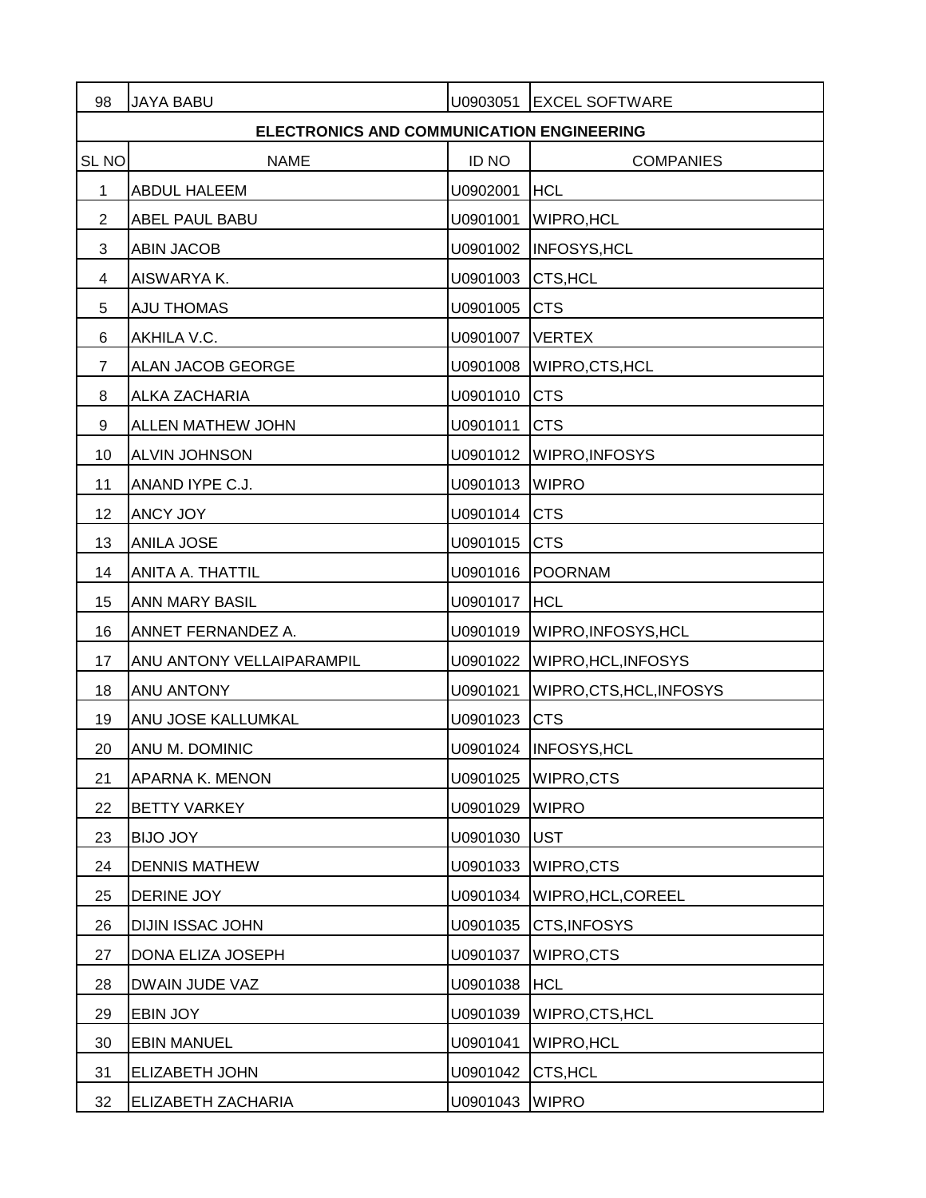| 98 | JAYA BABU | U0903051 | EXCEL SOFTWARE |
|---|---|---|---|

## ELECTRONICS AND COMMUNICATION ENGINEERING

| SL NO | NAME | ID NO | COMPANIES |
|---|---|---|---|
| 1 | ABDUL HALEEM | U0902001 | HCL |
| 2 | ABEL PAUL BABU | U0901001 | WIPRO,HCL |
| 3 | ABIN JACOB | U0901002 | INFOSYS,HCL |
| 4 | AISWARYA K. | U0901003 | CTS,HCL |
| 5 | AJU THOMAS | U0901005 | CTS |
| 6 | AKHILA V.C. | U0901007 | VERTEX |
| 7 | ALAN JACOB GEORGE | U0901008 | WIPRO,CTS,HCL |
| 8 | ALKA ZACHARIA | U0901010 | CTS |
| 9 | ALLEN MATHEW JOHN | U0901011 | CTS |
| 10 | ALVIN JOHNSON | U0901012 | WIPRO,INFOSYS |
| 11 | ANAND IYPE C.J. | U0901013 | WIPRO |
| 12 | ANCY JOY | U0901014 | CTS |
| 13 | ANILA JOSE | U0901015 | CTS |
| 14 | ANITA A. THATTIL | U0901016 | POORNAM |
| 15 | ANN MARY BASIL | U0901017 | HCL |
| 16 | ANNET FERNANDEZ A. | U0901019 | WIPRO,INFOSYS,HCL |
| 17 | ANU ANTONY VELLAIPARAMPIL | U0901022 | WIPRO,HCL,INFOSYS |
| 18 | ANU ANTONY | U0901021 | WIPRO,CTS,HCL,INFOSYS |
| 19 | ANU JOSE KALLUMKAL | U0901023 | CTS |
| 20 | ANU M. DOMINIC | U0901024 | INFOSYS,HCL |
| 21 | APARNA K. MENON | U0901025 | WIPRO,CTS |
| 22 | BETTY VARKEY | U0901029 | WIPRO |
| 23 | BIJO JOY | U0901030 | UST |
| 24 | DENNIS MATHEW | U0901033 | WIPRO,CTS |
| 25 | DERINE JOY | U0901034 | WIPRO,HCL,COREEL |
| 26 | DIJIN ISSAC JOHN | U0901035 | CTS,INFOSYS |
| 27 | DONA ELIZA JOSEPH | U0901037 | WIPRO,CTS |
| 28 | DWAIN JUDE VAZ | U0901038 | HCL |
| 29 | EBIN JOY | U0901039 | WIPRO,CTS,HCL |
| 30 | EBIN MANUEL | U0901041 | WIPRO,HCL |
| 31 | ELIZABETH JOHN | U0901042 | CTS,HCL |
| 32 | ELIZABETH ZACHARIA | U0901043 | WIPRO |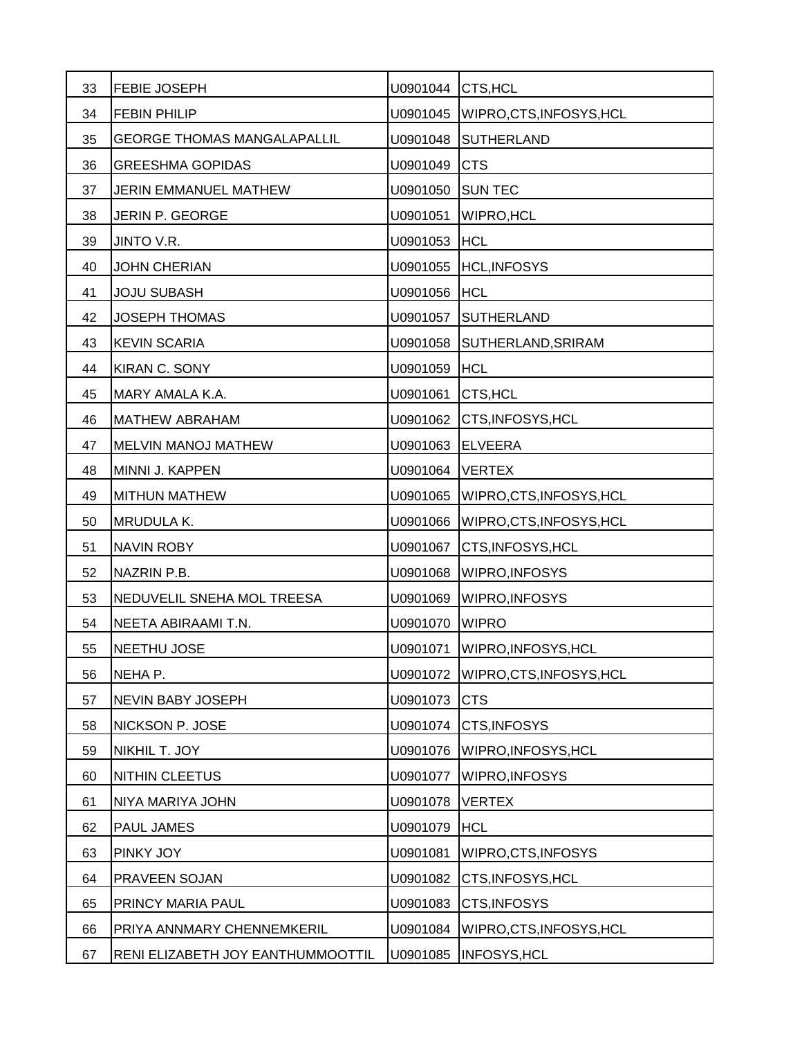| 33 | FEBIE JOSEPH | U0901044 | CTS,HCL |
|---|---|---|---|
| 34 | FEBIN PHILIP | U0901045 | WIPRO,CTS,INFOSYS,HCL |
| 35 | GEORGE THOMAS MANGALAPALLIL | U0901048 | SUTHERLAND |
| 36 | GREESHMA GOPIDAS | U0901049 | CTS |
| 37 | JERIN EMMANUEL MATHEW | U0901050 | SUN TEC |
| 38 | JERIN P. GEORGE | U0901051 | WIPRO,HCL |
| 39 | JINTO V.R. | U0901053 | HCL |
| 40 | JOHN CHERIAN | U0901055 | HCL,INFOSYS |
| 41 | JOJU SUBASH | U0901056 | HCL |
| 42 | JOSEPH THOMAS | U0901057 | SUTHERLAND |
| 43 | KEVIN SCARIA | U0901058 | SUTHERLAND,SRIRAM |
| 44 | KIRAN C. SONY | U0901059 | HCL |
| 45 | MARY AMALA K.A. | U0901061 | CTS,HCL |
| 46 | MATHEW ABRAHAM | U0901062 | CTS,INFOSYS,HCL |
| 47 | MELVIN MANOJ MATHEW | U0901063 | ELVEERA |
| 48 | MINNI J. KAPPEN | U0901064 | VERTEX |
| 49 | MITHUN MATHEW | U0901065 | WIPRO,CTS,INFOSYS,HCL |
| 50 | MRUDULA K. | U0901066 | WIPRO,CTS,INFOSYS,HCL |
| 51 | NAVIN ROBY | U0901067 | CTS,INFOSYS,HCL |
| 52 | NAZRIN P.B. | U0901068 | WIPRO,INFOSYS |
| 53 | NEDUVELIL SNEHA MOL TREESA | U0901069 | WIPRO,INFOSYS |
| 54 | NEETA ABIRAAMI T.N. | U0901070 | WIPRO |
| 55 | NEETHU JOSE | U0901071 | WIPRO,INFOSYS,HCL |
| 56 | NEHA P. | U0901072 | WIPRO,CTS,INFOSYS,HCL |
| 57 | NEVIN BABY JOSEPH | U0901073 | CTS |
| 58 | NICKSON P. JOSE | U0901074 | CTS,INFOSYS |
| 59 | NIKHIL T. JOY | U0901076 | WIPRO,INFOSYS,HCL |
| 60 | NITHIN CLEETUS | U0901077 | WIPRO,INFOSYS |
| 61 | NIYA MARIYA JOHN | U0901078 | VERTEX |
| 62 | PAUL JAMES | U0901079 | HCL |
| 63 | PINKY JOY | U0901081 | WIPRO,CTS,INFOSYS |
| 64 | PRAVEEN SOJAN | U0901082 | CTS,INFOSYS,HCL |
| 65 | PRINCY MARIA PAUL | U0901083 | CTS,INFOSYS |
| 66 | PRIYA ANNMARY CHENNEMKERIL | U0901084 | WIPRO,CTS,INFOSYS,HCL |
| 67 | RENI ELIZABETH JOY EANTHUMMOOTTIL | U0901085 | INFOSYS,HCL |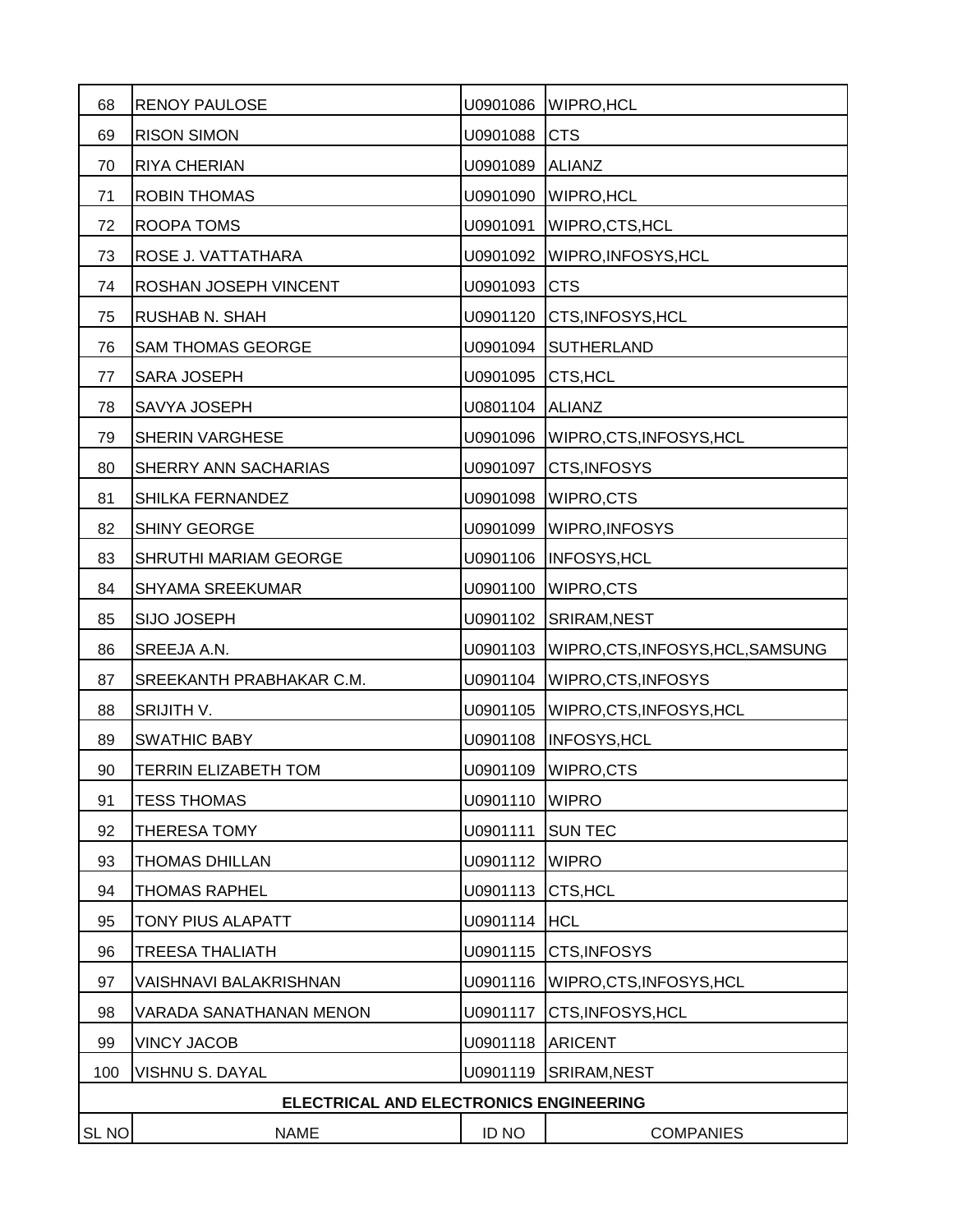| 68 | RENOY PAULOSE | U0901086 | WIPRO,HCL |
|---|---|---|---|
| 69 | RISON SIMON | U0901088 | CTS |
| 70 | RIYA CHERIAN | U0901089 | ALIANZ |
| 71 | ROBIN THOMAS | U0901090 | WIPRO,HCL |
| 72 | ROOPA TOMS | U0901091 | WIPRO,CTS,HCL |
| 73 | ROSE J. VATTATHARA | U0901092 | WIPRO,INFOSYS,HCL |
| 74 | ROSHAN JOSEPH VINCENT | U0901093 | CTS |
| 75 | RUSHAB N. SHAH | U0901120 | CTS,INFOSYS,HCL |
| 76 | SAM THOMAS GEORGE | U0901094 | SUTHERLAND |
| 77 | SARA JOSEPH | U0901095 | CTS,HCL |
| 78 | SAVYA JOSEPH | U0801104 | ALIANZ |
| 79 | SHERIN VARGHESE | U0901096 | WIPRO,CTS,INFOSYS,HCL |
| 80 | SHERRY ANN SACHARIAS | U0901097 | CTS,INFOSYS |
| 81 | SHILKA FERNANDEZ | U0901098 | WIPRO,CTS |
| 82 | SHINY GEORGE | U0901099 | WIPRO,INFOSYS |
| 83 | SHRUTHI MARIAM GEORGE | U0901106 | INFOSYS,HCL |
| 84 | SHYAMA SREEKUMAR | U0901100 | WIPRO,CTS |
| 85 | SIJO JOSEPH | U0901102 | SRIRAM,NEST |
| 86 | SREEJA A.N. | U0901103 | WIPRO,CTS,INFOSYS,HCL,SAMSUNG |
| 87 | SREEKANTH PRABHAKAR C.M. | U0901104 | WIPRO,CTS,INFOSYS |
| 88 | SRIJITH V. | U0901105 | WIPRO,CTS,INFOSYS,HCL |
| 89 | SWATHIC BABY | U0901108 | INFOSYS,HCL |
| 90 | TERRIN ELIZABETH TOM | U0901109 | WIPRO,CTS |
| 91 | TESS THOMAS | U0901110 | WIPRO |
| 92 | THERESA TOMY | U0901111 | SUN TEC |
| 93 | THOMAS DHILLAN | U0901112 | WIPRO |
| 94 | THOMAS RAPHEL | U0901113 | CTS,HCL |
| 95 | TONY PIUS ALAPATT | U0901114 | HCL |
| 96 | TREESA THALIATH | U0901115 | CTS,INFOSYS |
| 97 | VAISHNAVI BALAKRISHNAN | U0901116 | WIPRO,CTS,INFOSYS,HCL |
| 98 | VARADA SANATHANAN MENON | U0901117 | CTS,INFOSYS,HCL |
| 99 | VINCY JACOB | U0901118 | ARICENT |
| 100 | VISHNU S. DAYAL | U0901119 | SRIRAM,NEST |

**ELECTRICAL AND ELECTRONICS ENGINEERING**

| SL NO | NAME | ID NO | COMPANIES |
|---|---|---|---|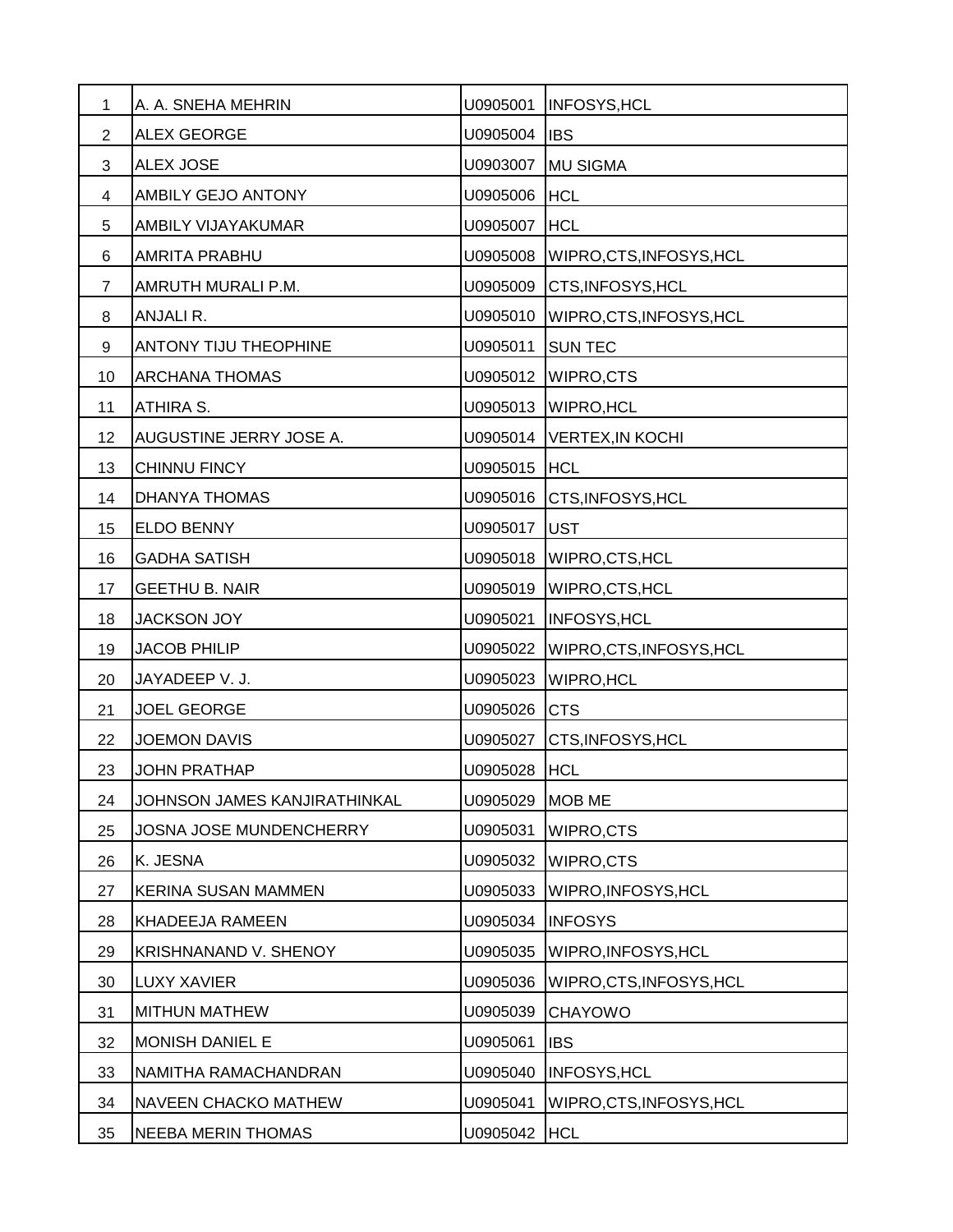| | | | |
|---|---|---|---|
| 1 | A. A. SNEHA MEHRIN | U0905001 | INFOSYS,HCL |
| 2 | ALEX GEORGE | U0905004 | IBS |
| 3 | ALEX JOSE | U0903007 | MU SIGMA |
| 4 | AMBILY GEJO ANTONY | U0905006 | HCL |
| 5 | AMBILY VIJAYAKUMAR | U0905007 | HCL |
| 6 | AMRITA PRABHU | U0905008 | WIPRO,CTS,INFOSYS,HCL |
| 7 | AMRUTH MURALI P.M. | U0905009 | CTS,INFOSYS,HCL |
| 8 | ANJALI R. | U0905010 | WIPRO,CTS,INFOSYS,HCL |
| 9 | ANTONY TIJU THEOPHINE | U0905011 | SUN TEC |
| 10 | ARCHANA THOMAS | U0905012 | WIPRO,CTS |
| 11 | ATHIRA S. | U0905013 | WIPRO,HCL |
| 12 | AUGUSTINE JERRY JOSE A. | U0905014 | VERTEX,IN KOCHI |
| 13 | CHINNU FINCY | U0905015 | HCL |
| 14 | DHANYA THOMAS | U0905016 | CTS,INFOSYS,HCL |
| 15 | ELDO BENNY | U0905017 | UST |
| 16 | GADHA SATISH | U0905018 | WIPRO,CTS,HCL |
| 17 | GEETHU B. NAIR | U0905019 | WIPRO,CTS,HCL |
| 18 | JACKSON JOY | U0905021 | INFOSYS,HCL |
| 19 | JACOB PHILIP | U0905022 | WIPRO,CTS,INFOSYS,HCL |
| 20 | JAYADEEP V. J. | U0905023 | WIPRO,HCL |
| 21 | JOEL GEORGE | U0905026 | CTS |
| 22 | JOEMON DAVIS | U0905027 | CTS,INFOSYS,HCL |
| 23 | JOHN PRATHAP | U0905028 | HCL |
| 24 | JOHNSON JAMES KANJIRATHINKAL | U0905029 | MOB ME |
| 25 | JOSNA JOSE MUNDENCHERRY | U0905031 | WIPRO,CTS |
| 26 | K. JESNA | U0905032 | WIPRO,CTS |
| 27 | KERINA SUSAN MAMMEN | U0905033 | WIPRO,INFOSYS,HCL |
| 28 | KHADEEJA RAMEEN | U0905034 | INFOSYS |
| 29 | KRISHNANAND V. SHENOY | U0905035 | WIPRO,INFOSYS,HCL |
| 30 | LUXY XAVIER | U0905036 | WIPRO,CTS,INFOSYS,HCL |
| 31 | MITHUN MATHEW | U0905039 | CHAYOWO |
| 32 | MONISH DANIEL E | U0905061 | IBS |
| 33 | NAMITHA RAMACHANDRAN | U0905040 | INFOSYS,HCL |
| 34 | NAVEEN CHACKO MATHEW | U0905041 | WIPRO,CTS,INFOSYS,HCL |
| 35 | NEEBA MERIN THOMAS | U0905042 | HCL |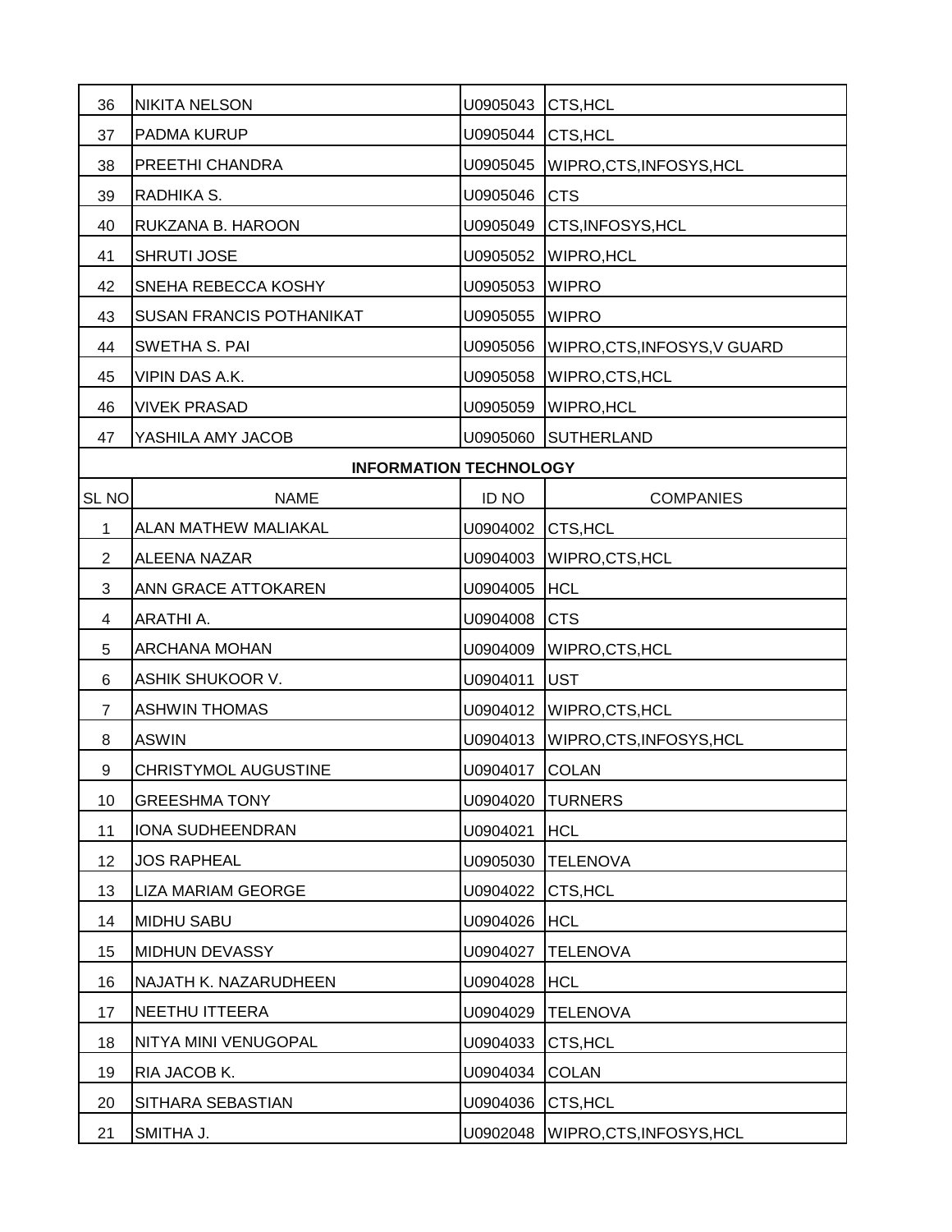| | | | |
|---|---|---|---|
| 36 | NIKITA NELSON | U0905043 | CTS,HCL |
| 37 | PADMA KURUP | U0905044 | CTS,HCL |
| 38 | PREETHI CHANDRA | U0905045 | WIPRO,CTS,INFOSYS,HCL |
| 39 | RADHIKA S. | U0905046 | CTS |
| 40 | RUKZANA B. HAROON | U0905049 | CTS,INFOSYS,HCL |
| 41 | SHRUTI JOSE | U0905052 | WIPRO,HCL |
| 42 | SNEHA REBECCA KOSHY | U0905053 | WIPRO |
| 43 | SUSAN FRANCIS POTHANIKAT | U0905055 | WIPRO |
| 44 | SWETHA S. PAI | U0905056 | WIPRO,CTS,INFOSYS,V GUARD |
| 45 | VIPIN DAS A.K. | U0905058 | WIPRO,CTS,HCL |
| 46 | VIVEK PRASAD | U0905059 | WIPRO,HCL |
| 47 | YASHILA AMY JACOB | U0905060 | SUTHERLAND |

**INFORMATION TECHNOLOGY**

| SL NO | NAME | ID NO | COMPANIES |
|---|---|---|---|
| 1 | ALAN MATHEW MALIAKAL | U0904002 | CTS,HCL |
| 2 | ALEENA NAZAR | U0904003 | WIPRO,CTS,HCL |
| 3 | ANN GRACE ATTOKAREN | U0904005 | HCL |
| 4 | ARATHI A. | U0904008 | CTS |
| 5 | ARCHANA MOHAN | U0904009 | WIPRO,CTS,HCL |
| 6 | ASHIK SHUKOOR V. | U0904011 | UST |
| 7 | ASHWIN THOMAS | U0904012 | WIPRO,CTS,HCL |
| 8 | ASWIN | U0904013 | WIPRO,CTS,INFOSYS,HCL |
| 9 | CHRISTYMOL AUGUSTINE | U0904017 | COLAN |
| 10 | GREESHMA TONY | U0904020 | TURNERS |
| 11 | IONA SUDHEENDRAN | U0904021 | HCL |
| 12 | JOS RAPHEAL | U0905030 | TELENOVA |
| 13 | LIZA MARIAM GEORGE | U0904022 | CTS,HCL |
| 14 | MIDHU SABU | U0904026 | HCL |
| 15 | MIDHUN DEVASSY | U0904027 | TELENOVA |
| 16 | NAJATH K. NAZARUDHEEN | U0904028 | HCL |
| 17 | NEETHU ITTEERA | U0904029 | TELENOVA |
| 18 | NITYA MINI VENUGOPAL | U0904033 | CTS,HCL |
| 19 | RIA JACOB K. | U0904034 | COLAN |
| 20 | SITHARA SEBASTIAN | U0904036 | CTS,HCL |
| 21 | SMITHA J. | U0902048 | WIPRO,CTS,INFOSYS,HCL |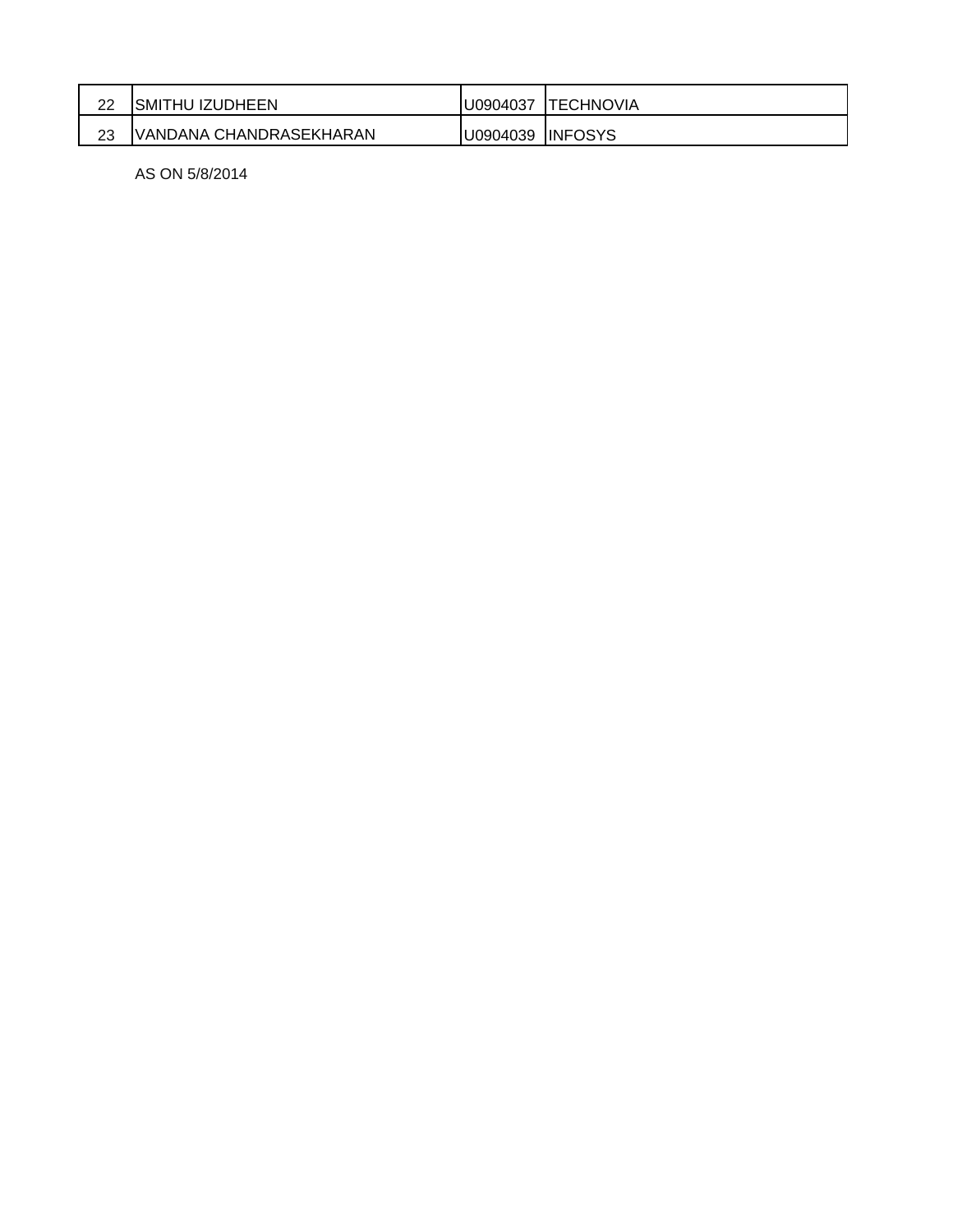| | | | |
|---|---|---|---|
| 22 | SMITHU IZUDHEEN | U0904037 | TECHNOVIA |
| 23 | VANDANA CHANDRASEKHARAN | U0904039 | INFOSYS |

AS ON 5/8/2014